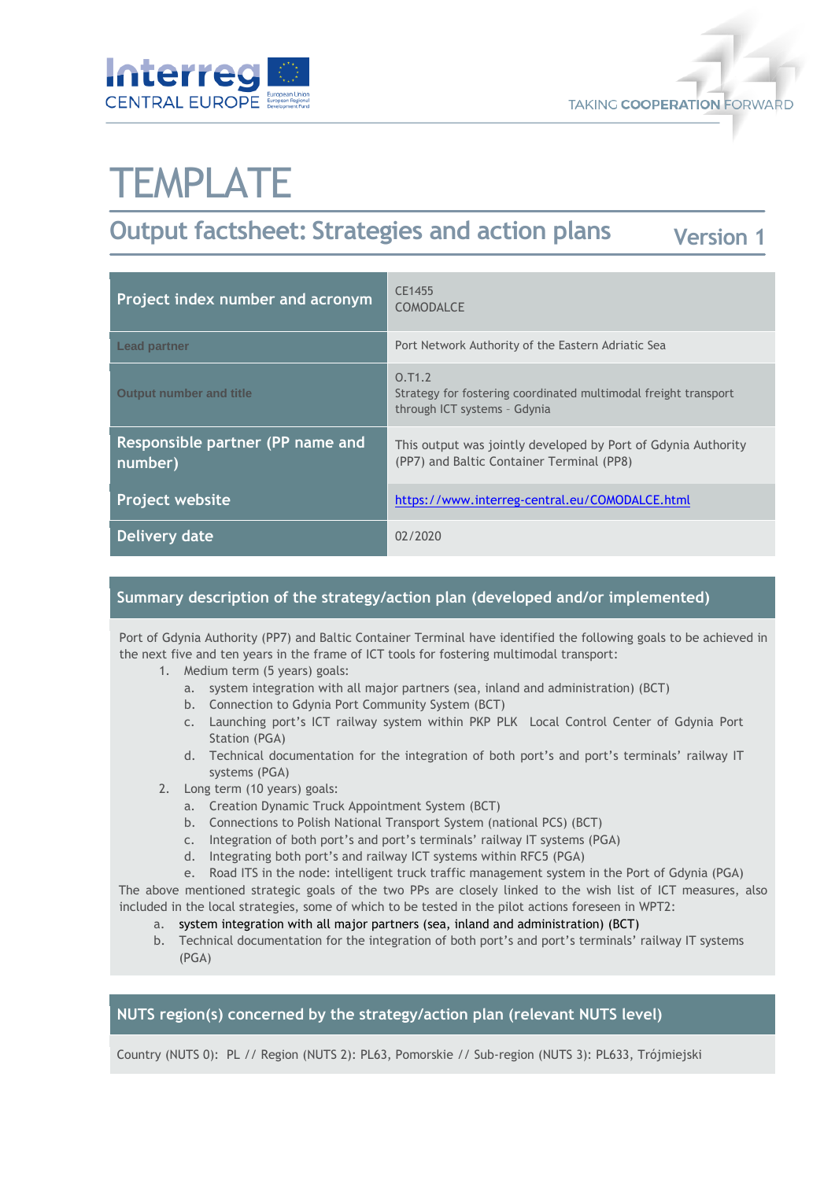# TEMPLATE

## Output factsheet: Strategies and action plans

**Version 1**

| Project index number and acronym | CE1455<br>COMODALCE |
|---|---|
| Lead partner | Port Network Authority of the Eastern Adriatic Sea |
| Output number and title | O.T1.2<br>Strategy for fostering coordinated multimodal freight transport through ICT systems – Gdynia |
| Responsible partner (PP name and number) | This output was jointly developed by Port of Gdynia Authority (PP7) and Baltic Container Terminal (PP8) |
| Project website | https://www.interreg-central.eu/COMODALCE.html |
| Delivery date | 02/2020 |

### Summary description of the strategy/action plan (developed and/or implemented)

Port of Gdynia Authority (PP7) and Baltic Container Terminal have identified the following goals to be achieved in the next five and ten years in the frame of ICT tools for fostering multimodal transport:

1. Medium term (5 years) goals:
   a. system integration with all major partners (sea, inland and administration) (BCT)
   b. Connection to Gdynia Port Community System (BCT)
   c. Launching port's ICT railway system within PKP PLK Local Control Center of Gdynia Port Station (PGA)
   d. Technical documentation for the integration of both port's and port's terminals' railway IT systems (PGA)
2. Long term (10 years) goals:
   a. Creation Dynamic Truck Appointment System (BCT)
   b. Connections to Polish National Transport System (national PCS) (BCT)
   c. Integration of both port's and port's terminals' railway IT systems (PGA)
   d. Integrating both port's and railway ICT systems within RFC5 (PGA)
   e. Road ITS in the node: intelligent truck traffic management system in the Port of Gdynia (PGA)

The above mentioned strategic goals of the two PPs are closely linked to the wish list of ICT measures, also included in the local strategies, some of which to be tested in the pilot actions foreseen in WPT2:

a. system integration with all major partners (sea, inland and administration) (BCT)
b. Technical documentation for the integration of both port's and port's terminals' railway IT systems (PGA)

### NUTS region(s) concerned by the strategy/action plan (relevant NUTS level)

Country (NUTS 0): PL // Region (NUTS 2): PL63, Pomorskie // Sub-region (NUTS 3): PL633, Trójmiejski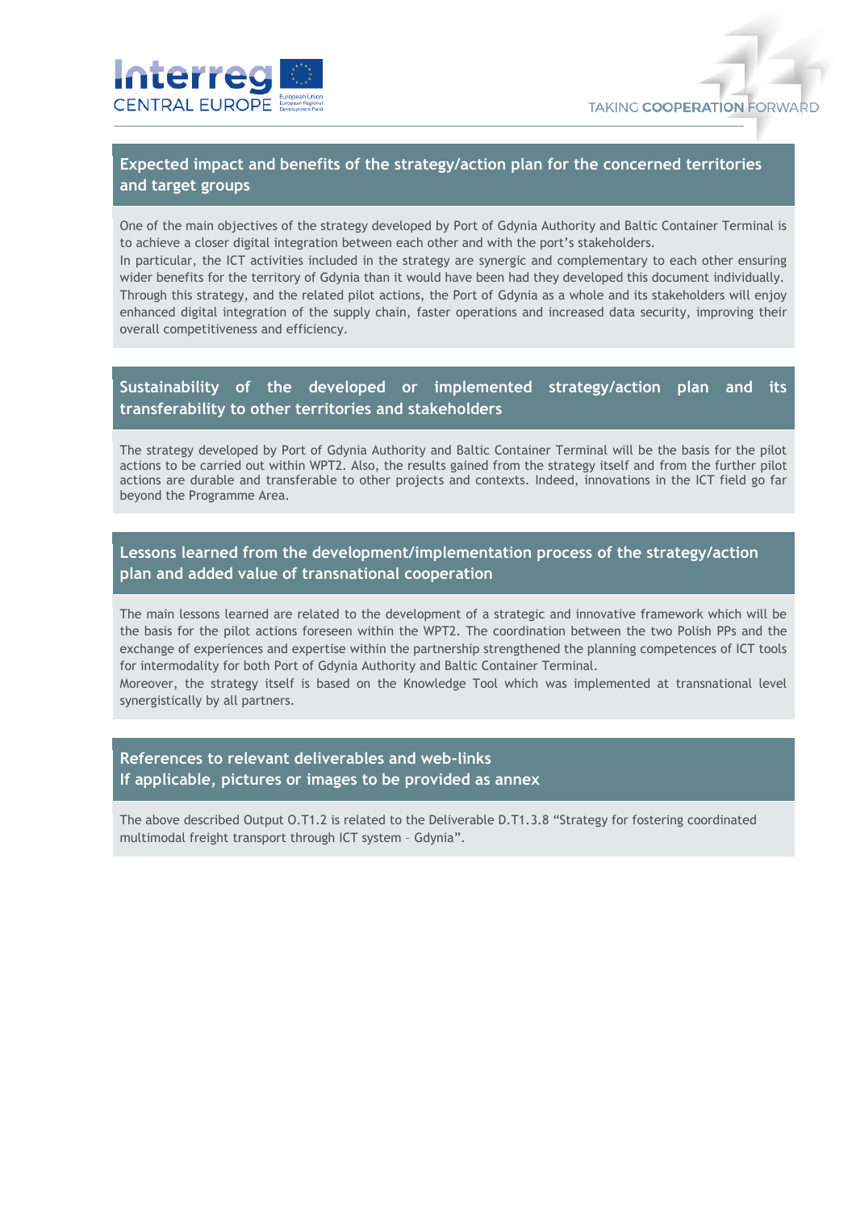## Expected impact and benefits of the strategy/action plan for the concerned territories and target groups

One of the main objectives of the strategy developed by Port of Gdynia Authority and Baltic Container Terminal is to achieve a closer digital integration between each other and with the port's stakeholders.
In particular, the ICT activities included in the strategy are synergic and complementary to each other ensuring wider benefits for the territory of Gdynia than it would have been had they developed this document individually.
Through this strategy, and the related pilot actions, the Port of Gdynia as a whole and its stakeholders will enjoy enhanced digital integration of the supply chain, faster operations and increased data security, improving their overall competitiveness and efficiency.

## Sustainability of the developed or implemented strategy/action plan and its transferability to other territories and stakeholders

The strategy developed by Port of Gdynia Authority and Baltic Container Terminal will be the basis for the pilot actions to be carried out within WPT2. Also, the results gained from the strategy itself and from the further pilot actions are durable and transferable to other projects and contexts. Indeed, innovations in the ICT field go far beyond the Programme Area.

## Lessons learned from the development/implementation process of the strategy/action plan and added value of transnational cooperation

The main lessons learned are related to the development of a strategic and innovative framework which will be the basis for the pilot actions foreseen within the WPT2. The coordination between the two Polish PPs and the exchange of experiences and expertise within the partnership strengthened the planning competences of ICT tools for intermodality for both Port of Gdynia Authority and Baltic Container Terminal.
Moreover, the strategy itself is based on the Knowledge Tool which was implemented at transnational level synergistically by all partners.

## References to relevant deliverables and web-links If applicable, pictures or images to be provided as annex

The above described Output O.T1.2 is related to the Deliverable D.T1.3.8 "Strategy for fostering coordinated multimodal freight transport through ICT system – Gdynia".